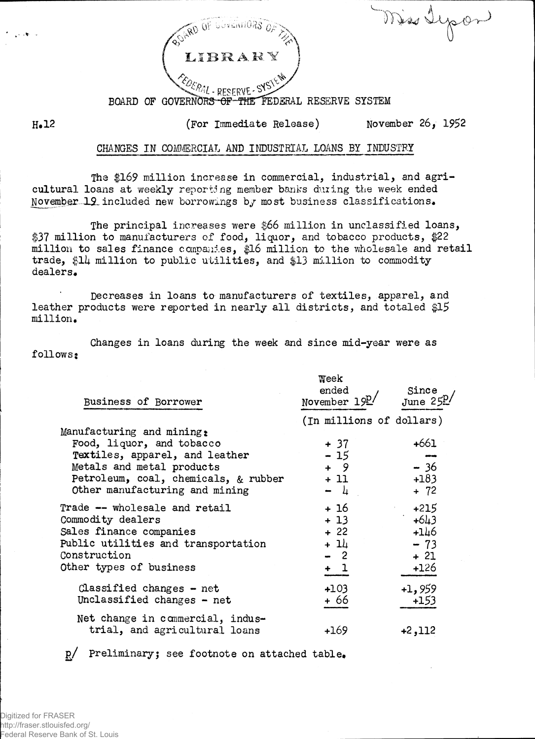BOARD OF GOVERNORS OF THE FEDERAL RESERVE SYSTEM

H.12 (For Immediate Release) November 26, 1952

## CHANGES IN COMMERCIAL AND INDUSTRIAL LOANS BY INDUSTRY

The $169 million increase in commercial, industrial, and agricultural loans at weekly reporting member banks during the week ended November 19 included new borrowings by most business classifications.

The principal increases were $66 million in unclassified loans, $37 million to manufacturers of food, liquor, and tobacco products, $22 million to sales finance companies, $16 million to the wholesale and retail trade, $14 million to public utilities, and $13 million to commodity dealers.

Decreases in loans to manufacturers of textiles, apparel, and leather products were reported in nearly all districts, and totaled $15 million.

Changes in loans during the week and since mid-year were as follows:

| Business of Borrower | Week ended November 19 p/ | Since June 25 p/ |
|---|---|---|
| | (In millions of dollars) | |
| Manufacturing and mining: | | |
| Food, liquor, and tobacco | + 37 | +661 |
| Textiles, apparel, and leather | - 15 | -- |
| Metals and metal products | + 9 | - 36 |
| Petroleum, coal, chemicals, & rubber | + 11 | +183 |
| Other manufacturing and mining | - 4 | + 72 |
| Trade -- wholesale and retail | + 16 | +215 |
| Commodity dealers | + 13 | +643 |
| Sales finance companies | + 22 | +146 |
| Public utilities and transportation | + 14 | - 73 |
| Construction | - 2 | + 21 |
| Other types of business | + 1 | +126 |
| Classified changes - net | +103 | +1,959 |
| Unclassified changes - net | + 66 | +153 |
| Net change in commercial, industrial, and agricultural loans | +169 | +2,112 |

p/ Preliminary; see footnote on attached table.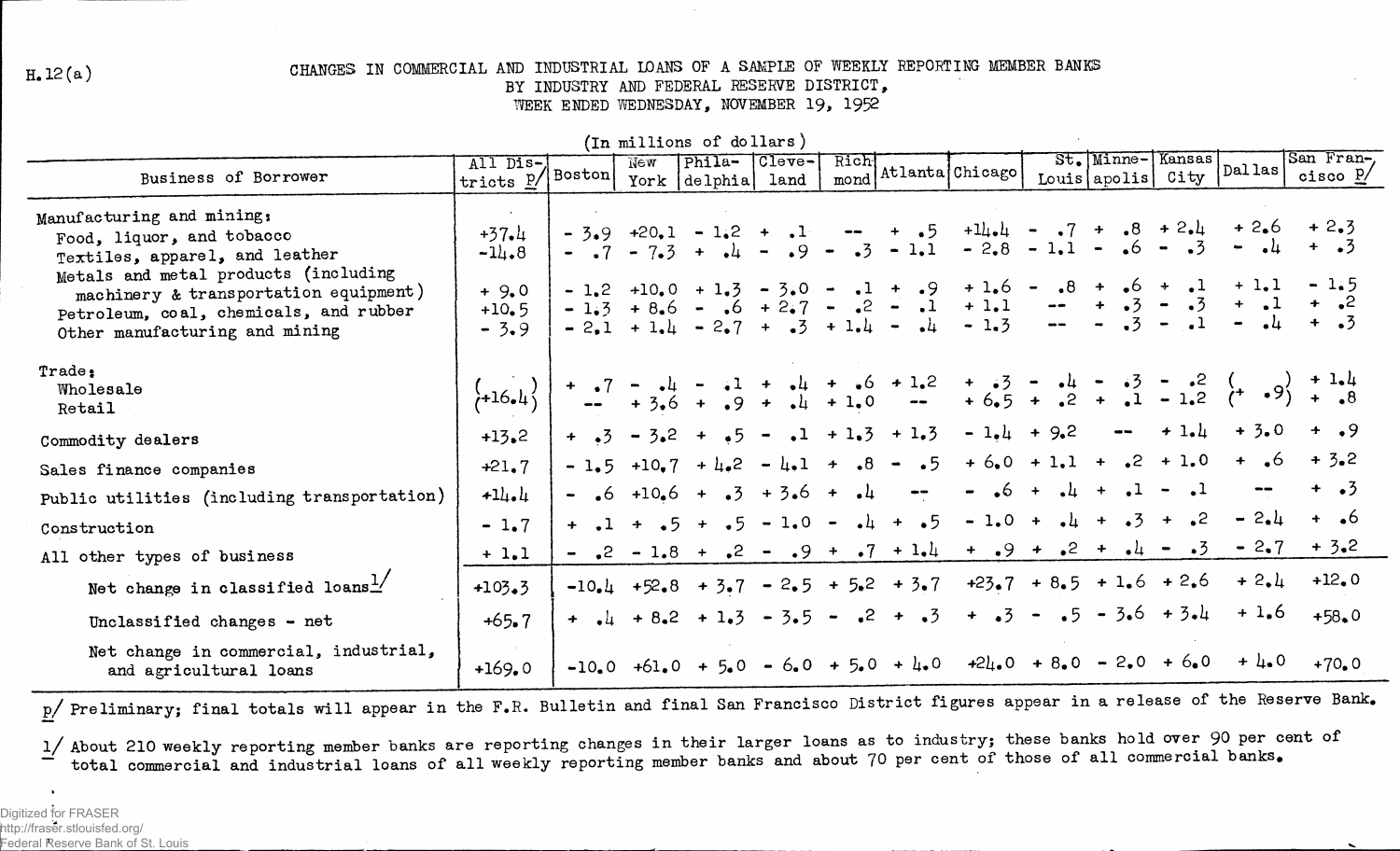H.12(a)

# CHANGES IN COMMERCIAL AND INDUSTRIAL LOANS OF A SAMPLE OF WEEKLY REPORTING MEMBER BANKS BY INDUSTRY AND FEDERAL RESERVE DISTRICT, WEEK ENDED WEDNESDAY, NOVEMBER 19, 1952

(In millions of dollars)

| Business of Borrower | All Districts p/ | Boston | New York | Philadelphia | Cleveland | Richmond | Atlanta | Chicago | St. Louis | Minneapolis | Kansas City | Dallas | San Francisco p/ |
|---|---|---|---|---|---|---|---|---|---|---|---|---|---|
| Manufacturing and mining: | | | | | | | | | | | | | |
| Food, liquor, and tobacco | +37.4 | - 3.9 | +20.1 | - 1.2 | + .1 | -- | + .5 | +14.4 | - .7 | + .8 | + 2.4 | + 2.6 | + 2.3 |
| Textiles, apparel, and leather | -14.8 | - .7 | - 7.3 | + .4 | - .9 | - .3 | - 1.1 | - 2.8 | - 1.1 | - .6 | - .3 | - .4 | + .3 |
| Metals and metal products (including machinery & transportation equipment) | + 9.0 | - 1.2 | +10.0 | + 1.3 | - 3.0 | - .1 | + .9 | + 1.6 | - .8 | + .6 | + .1 | + 1.1 | - 1.5 |
| Petroleum, coal, chemicals, and rubber | +10.5 | - 1.3 | + 8.6 | - .6 | + 2.7 | - .2 | - .1 | + 1.1 | -- | + .3 | - .3 | + .1 | + .2 |
| Other manufacturing and mining | - 3.9 | - 2.1 | + 1.4 | - 2.7 | + .3 | + 1.4 | - .4 | - 1.3 | -- | - .3 | - .1 | - .4 | + .3 |
| Trade: | | | | | | | | | | | | | |
| Wholesale | (+16.4) | + .7 | - .4 | - .1 | + .4 | + .6 | + 1.2 | + .3 | - .4 | - .3 | - .2 | (+ .9) | + 1.4 |
| Retail | | -- | + 3.6 | + .9 | + .4 | + 1.0 | -- | + 6.5 | + .2 | + .1 | - 1.2 | | + .8 |
| Commodity dealers | +13.2 | + .3 | - 3.2 | + .5 | - .1 | + 1.3 | + 1.3 | - 1.4 | + 9.2 | -- | + 1.4 | + 3.0 | + .9 |
| Sales finance companies | +21.7 | - 1.5 | +10.7 | + 4.2 | - 4.1 | + .8 | - .5 | + 6.0 | + 1.1 | + .2 | + 1.0 | + .6 | + 3.2 |
| Public utilities (including transportation) | +14.4 | - .6 | +10.6 | + .3 | + 3.6 | + .4 | -- | - .6 | + .4 | + .1 | - .1 | -- | + .3 |
| Construction | - 1.7 | + .1 | + .5 | + .5 | - 1.0 | - .4 | + .5 | - 1.0 | + .4 | + .3 | + .2 | - 2.4 | + .6 |
| All other types of business | + 1.1 | - .2 | - 1.8 | + .2 | - .9 | + .7 | + 1.4 | + .9 | + .2 | + .4 | - .3 | - 2.7 | + 3.2 |
| Net change in classified loans 1/ | +103.3 | -10.4 | +52.8 | + 3.7 | - 2.5 | + 5.2 | + 3.7 | +23.7 | + 8.5 | + 1.6 | + 2.6 | + 2.4 | +12.0 |
| Unclassified changes - net | +65.7 | + .4 | + 8.2 | + 1.3 | - 3.5 | - .2 | + .3 | + .3 | - .5 | - 3.6 | + 3.4 | + 1.6 | +58.0 |
| Net change in commercial, industrial, and agricultural loans | +169.0 | -10.0 | +61.0 | + 5.0 | - 6.0 | + 5.0 | + 4.0 | +24.0 | + 8.0 | - 2.0 | + 6.0 | + 4.0 | +70.0 |

p/ Preliminary; final totals will appear in the F.R. Bulletin and final San Francisco District figures appear in a release of the Reserve Bank.

1/ About 210 weekly reporting member banks are reporting changes in their larger loans as to industry; these banks hold over 90 per cent of total commercial and industrial loans of all weekly reporting member banks and about 70 per cent of those of all commercial banks.